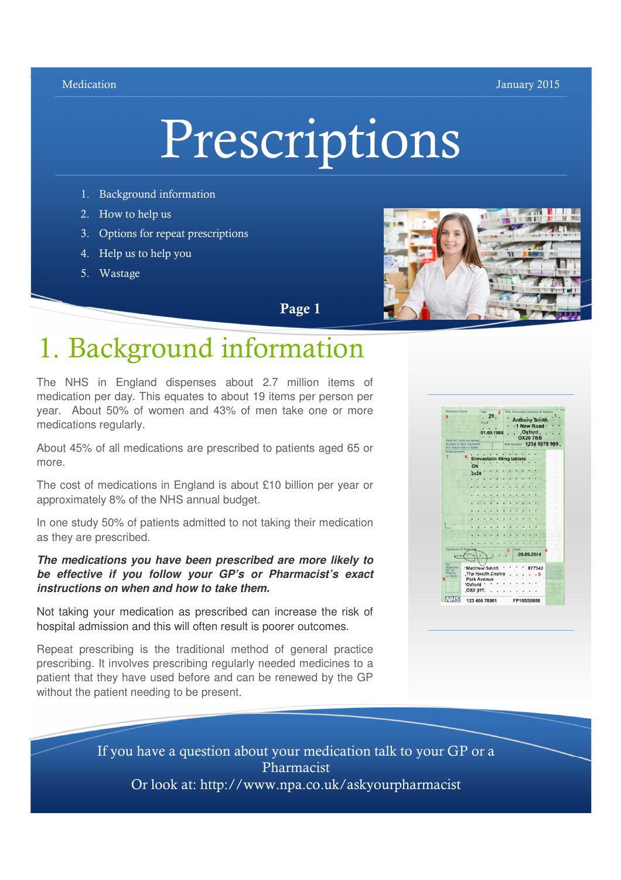Medication January 2015

# Prescriptions

1. Background information
2. How to help us
3. Options for repeat prescriptions
4. Help us to help you
5. Wastage

## 1. Background information

The NHS in England dispenses about 2.7 million items of medication per day. This equates to about 19 items per person per year. About 50% of women and 43% of men take one or more medications regularly.

About 45% of all medications are prescribed to patients aged 65 or more.

The cost of medications in England is about £10 billion per year or approximately 8% of the NHS annual budget.

In one study 50% of patients admitted to not taking their medication as they are prescribed.

***The medications you have been prescribed are more likely to be effective if you follow your GP's or Pharmacist's exact instructions on when and how to take them.***

Not taking your medication as prescribed can increase the risk of hospital admission and this will often result is poorer outcomes.

Repeat prescribing is the traditional method of general practice prescribing. It involves prescribing regularly needed medicines to a patient that they have used before and can be renewed by the GP without the patient needing to be present.

If you have a question about your medication talk to your GP or a Pharmacist
Or look at: http://www.npa.co.uk/askyourpharmacist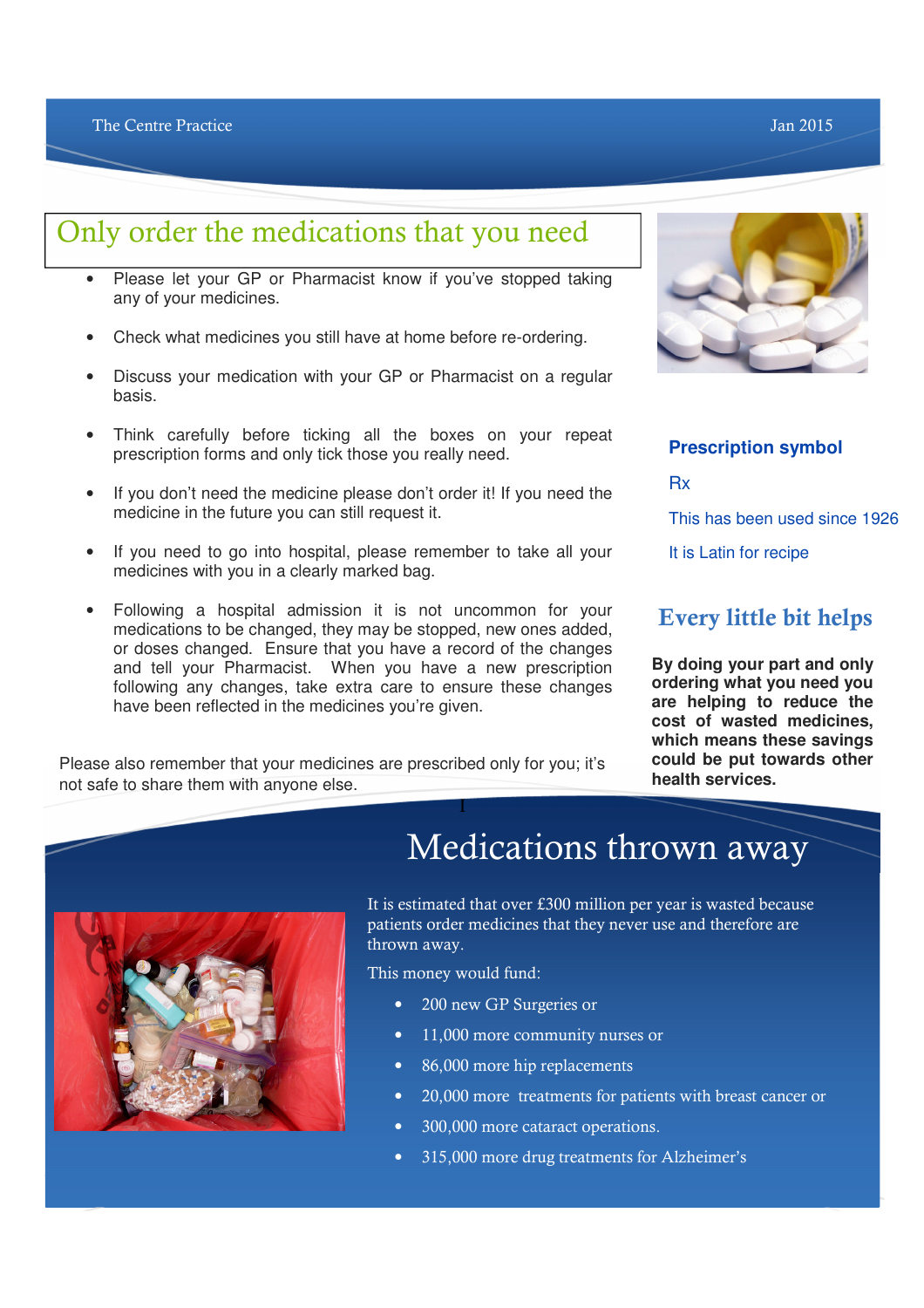## Only order the medications that you need

- Please let your GP or Pharmacist know if you've stopped taking any of your medicines.
- Check what medicines you still have at home before re-ordering.
- Discuss your medication with your GP or Pharmacist on a regular basis.
- Think carefully before ticking all the boxes on your repeat prescription forms and only tick those you really need.
- If you don't need the medicine please don't order it! If you need the medicine in the future you can still request it.
- If you need to go into hospital, please remember to take all your medicines with you in a clearly marked bag.
- Following a hospital admission it is not uncommon for your medications to be changed, they may be stopped, new ones added, or doses changed. Ensure that you have a record of the changes and tell your Pharmacist. When you have a new prescription following any changes, take extra care to ensure these changes have been reflected in the medicines you're given.

Please also remember that your medicines are prescribed only for you; it's not safe to share them with anyone else.

**Prescription symbol**

Rx

This has been used since 1926

It is Latin for recipe

## Every little bit helps

**By doing your part and only ordering what you need you are helping to reduce the cost of wasted medicines, which means these savings could be put towards other health services.**

## Medications thrown away

It is estimated that over £300 million per year is wasted because patients order medicines that they never use and therefore are thrown away.

This money would fund:

- 200 new GP Surgeries or
- 11,000 more community nurses or
- 86,000 more hip replacements
- 20,000 more treatments for patients with breast cancer or
- 300,000 more cataract operations.
- 315,000 more drug treatments for Alzheimer's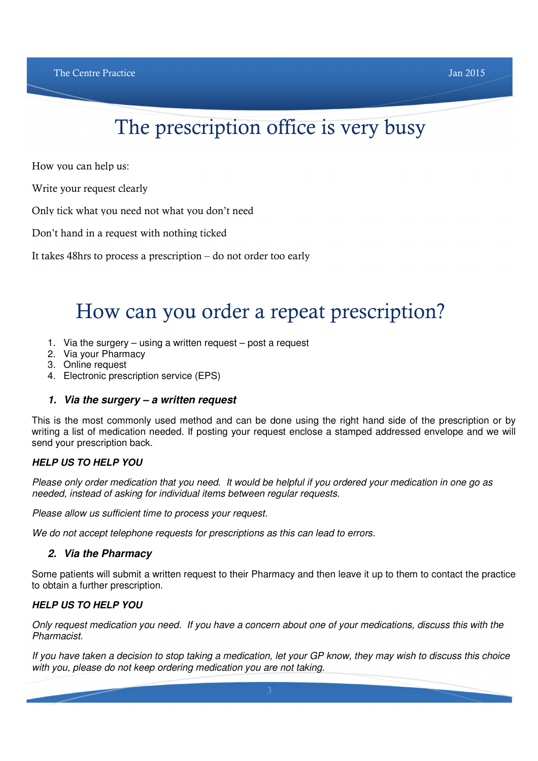# The prescription office is very busy

How you can help us:

Write your request clearly

Only tick what you need not what you don't need

Don't hand in a request with nothing ticked

It takes 48hrs to process a prescription – do not order too early

# How can you order a repeat prescription?

1. Via the surgery – using a written request – post a request
2. Via your Pharmacy
3. Online request
4. Electronic prescription service (EPS)

### *1. Via the surgery – a written request*

This is the most commonly used method and can be done using the right hand side of the prescription or by writing a list of medication needed. If posting your request enclose a stamped addressed envelope and we will send your prescription back.

***HELP US TO HELP YOU***

*Please only order medication that you need. It would be helpful if you ordered your medication in one go as needed, instead of asking for individual items between regular requests.*

*Please allow us sufficient time to process your request.*

*We do not accept telephone requests for prescriptions as this can lead to errors.*

### *2. Via the Pharmacy*

Some patients will submit a written request to their Pharmacy and then leave it up to them to contact the practice to obtain a further prescription.

***HELP US TO HELP YOU***

*Only request medication you need. If you have a concern about one of your medications, discuss this with the Pharmacist.*

*If you have taken a decision to stop taking a medication, let your GP know, they may wish to discuss this choice with you, please do not keep ordering medication you are not taking.*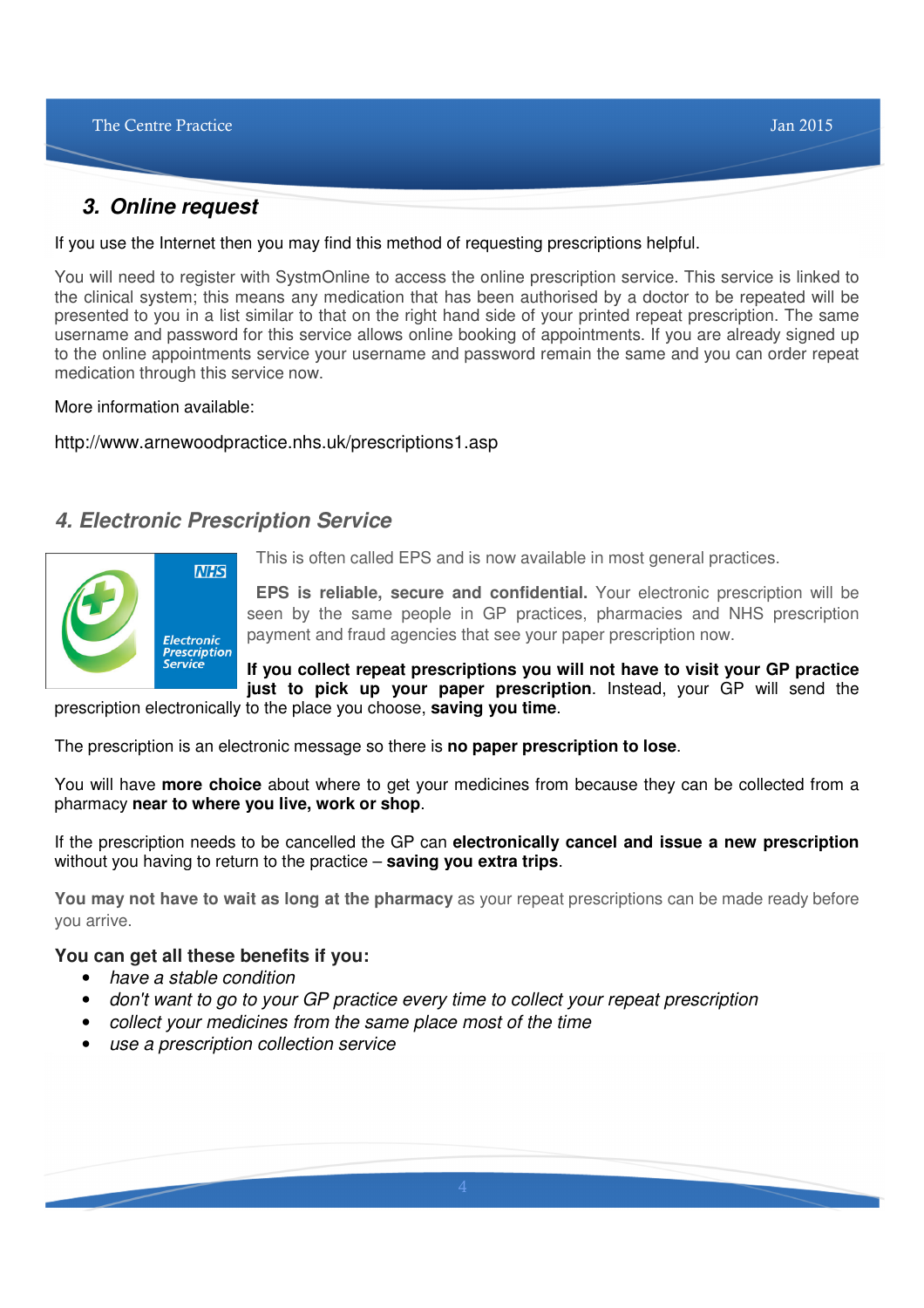## 3. *Online request*

If you use the Internet then you may find this method of requesting prescriptions helpful.

You will need to register with SystmOnline to access the online prescription service. This service is linked to the clinical system; this means any medication that has been authorised by a doctor to be repeated will be presented to you in a list similar to that on the right hand side of your printed repeat prescription. The same username and password for this service allows online booking of appointments. If you are already signed up to the online appointments service your username and password remain the same and you can order repeat medication through this service now.

More information available:

http://www.arnewoodpractice.nhs.uk/prescriptions1.asp

## *4. Electronic Prescription Service*

This is often called EPS and is now available in most general practices.

**EPS is reliable, secure and confidential.** Your electronic prescription will be seen by the same people in GP practices, pharmacies and NHS prescription payment and fraud agencies that see your paper prescription now.

**If you collect repeat prescriptions you will not have to visit your GP practice just to pick up your paper prescription**. Instead, your GP will send the prescription electronically to the place you choose, **saving you time**.

The prescription is an electronic message so there is **no paper prescription to lose**.

You will have **more choice** about where to get your medicines from because they can be collected from a pharmacy **near to where you live, work or shop**.

If the prescription needs to be cancelled the GP can **electronically cancel and issue a new prescription** without you having to return to the practice – **saving you extra trips**.

**You may not have to wait as long at the pharmacy** as your repeat prescriptions can be made ready before you arrive.

**You can get all these benefits if you:**

- *have a stable condition*
- *don't want to go to your GP practice every time to collect your repeat prescription*
- *collect your medicines from the same place most of the time*
- *use a prescription collection service*